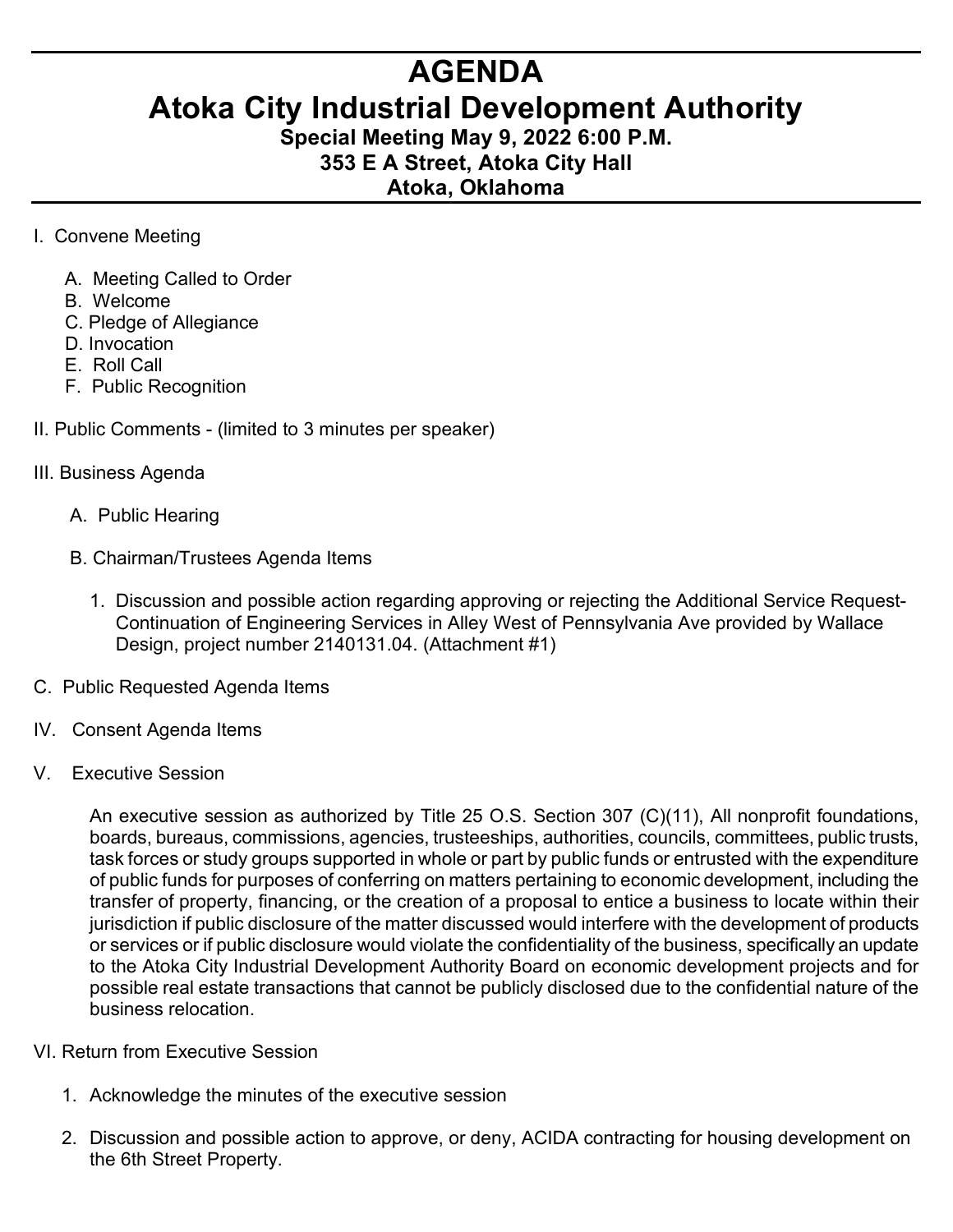# AGENDA

# Atoka City Industrial Development Authority

### Special Meeting May 9, 2022 6:00 P.M.

### 353 E A Street, Atoka City Hall

### Atoka, Oklahoma

I. Convene Meeting

- A. Meeting Called to Order
- B. Welcome
- C. Pledge of Allegiance
- D. Invocation
- E. Roll Call
- F. Public Recognition

II. Public Comments - (limited to 3 minutes per speaker)

III. Business Agenda

- A. Public Hearing
- B. Chairman/Trustees Agenda Items
  1. Discussion and possible action regarding approving or rejecting the Additional Service Request-Continuation of Engineering Services in Alley West of Pennsylvania Ave provided by Wallace Design, project number 2140131.04. (Attachment #1)

C. Public Requested Agenda Items

IV. Consent Agenda Items

V. Executive Session

An executive session as authorized by Title 25 O.S. Section 307 (C)(11), All nonprofit foundations, boards, bureaus, commissions, agencies, trusteeships, authorities, councils, committees, public trusts, task forces or study groups supported in whole or part by public funds or entrusted with the expenditure of public funds for purposes of conferring on matters pertaining to economic development, including the transfer of property, financing, or the creation of a proposal to entice a business to locate within their jurisdiction if public disclosure of the matter discussed would interfere with the development of products or services or if public disclosure would violate the confidentiality of the business, specifically an update to the Atoka City Industrial Development Authority Board on economic development projects and for possible real estate transactions that cannot be publicly disclosed due to the confidential nature of the business relocation.

VI. Return from Executive Session

1. Acknowledge the minutes of the executive session
2. Discussion and possible action to approve, or deny, ACIDA contracting for housing development on the 6th Street Property.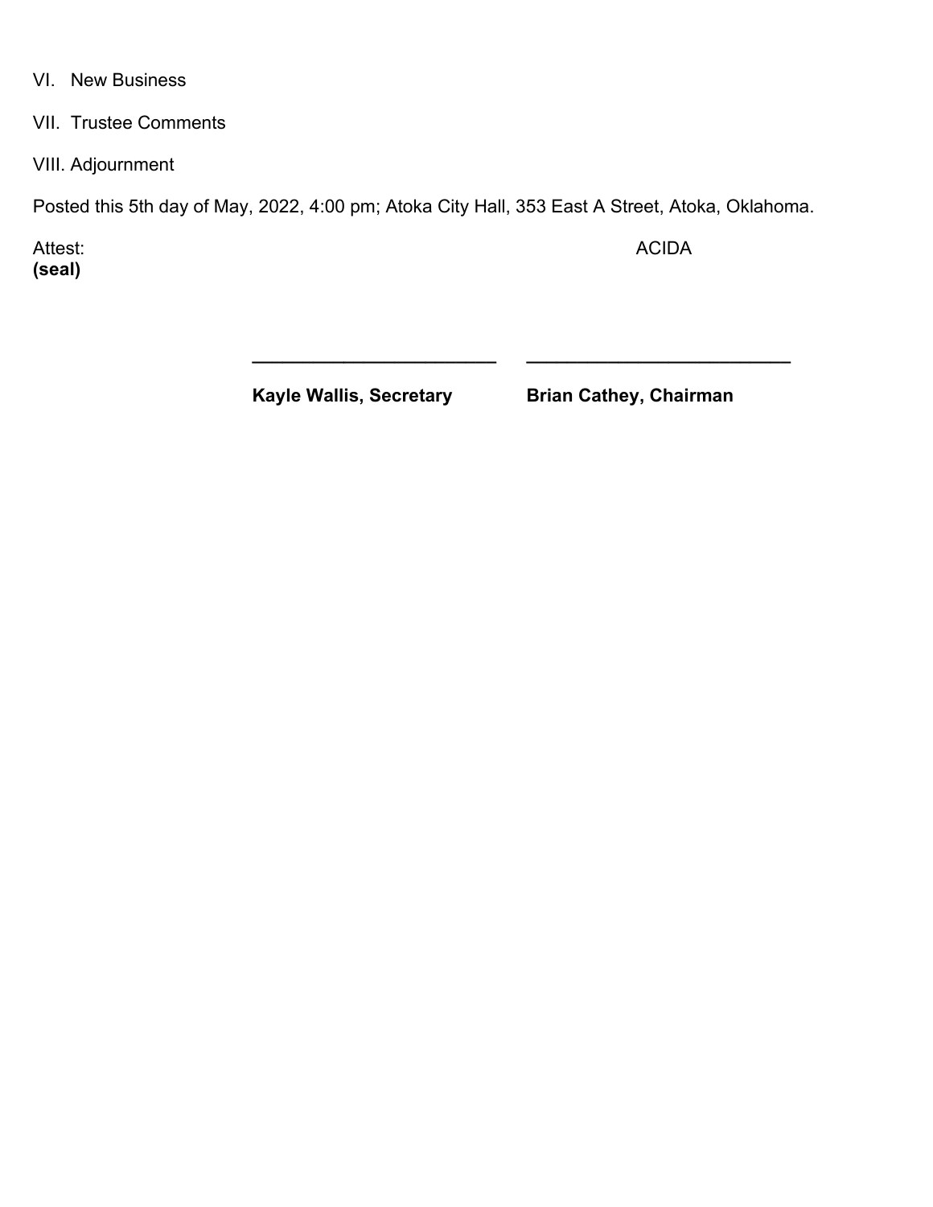VI. New Business

VII. Trustee Comments

VIII. Adjournment

Posted this 5th day of May, 2022, 4:00 pm; Atoka City Hall, 353 East A Street, Atoka, Oklahoma.

Attest: ACIDA
**(seal)**

\_\_\_\_\_\_\_\_\_\_\_\_\_\_\_\_\_\_\_\_\_\_\_\_ \_\_\_\_\_\_\_\_\_\_\_\_\_\_\_\_\_\_\_\_\_\_\_\_\_\_

**Kayle Wallis, Secretary** **Brian Cathey, Chairman**